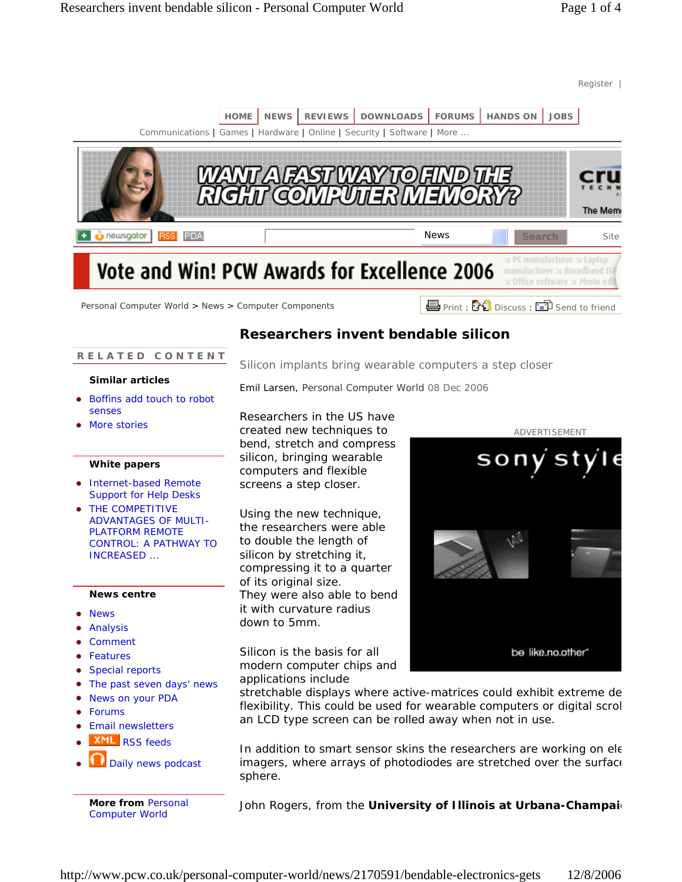Register |

HOME | NEWS | REVIEWS | DOWNLOADS | FORUMS | HANDS ON | JOBS

Communications | Games | Hardware | Online | Security | Software | More ...

News Search Site

Vote and Win! PCW Awards for Excellence 2006

Personal Computer World > News > Computer Components

Print : Discuss : Send to friend

# Researchers invent bendable silicon

Silicon implants bring wearable computers a step closer

Emil Larsen, Personal Computer World 08 Dec 2006

Researchers in the US have created new techniques to bend, stretch and compress silicon, bringing wearable computers and flexible screens a step closer.

Using the new technique, the researchers were able to double the length of silicon by stretching it, compressing it to a quarter of its original size. They were also able to bend it with curvature radius down to 5mm.

Silicon is the basis for all modern computer chips and applications include stretchable displays where active-matrices could exhibit extreme de flexibility. This could be used for wearable computers or digital scrol an LCD type screen can be rolled away when not in use.

In addition to smart sensor skins the researchers are working on ele imagers, where arrays of photodiodes are stretched over the surface sphere.

John Rogers, from the **University of Illinois at Urbana-Champai**

## RELATED CONTENT

### Similar articles

- Boffins add touch to robot senses
- More stories

### White papers

- Internet-based Remote Support for Help Desks
- THE COMPETITIVE ADVANTAGES OF MULTI-PLATFORM REMOTE CONTROL: A PATHWAY TO INCREASED ...

### News centre

- News
- Analysis
- Comment
- Features
- Special reports
- The past seven days' news
- News on your PDA
- Forums
- Email newsletters
- RSS feeds
- Daily news podcast

**More from** Personal Computer World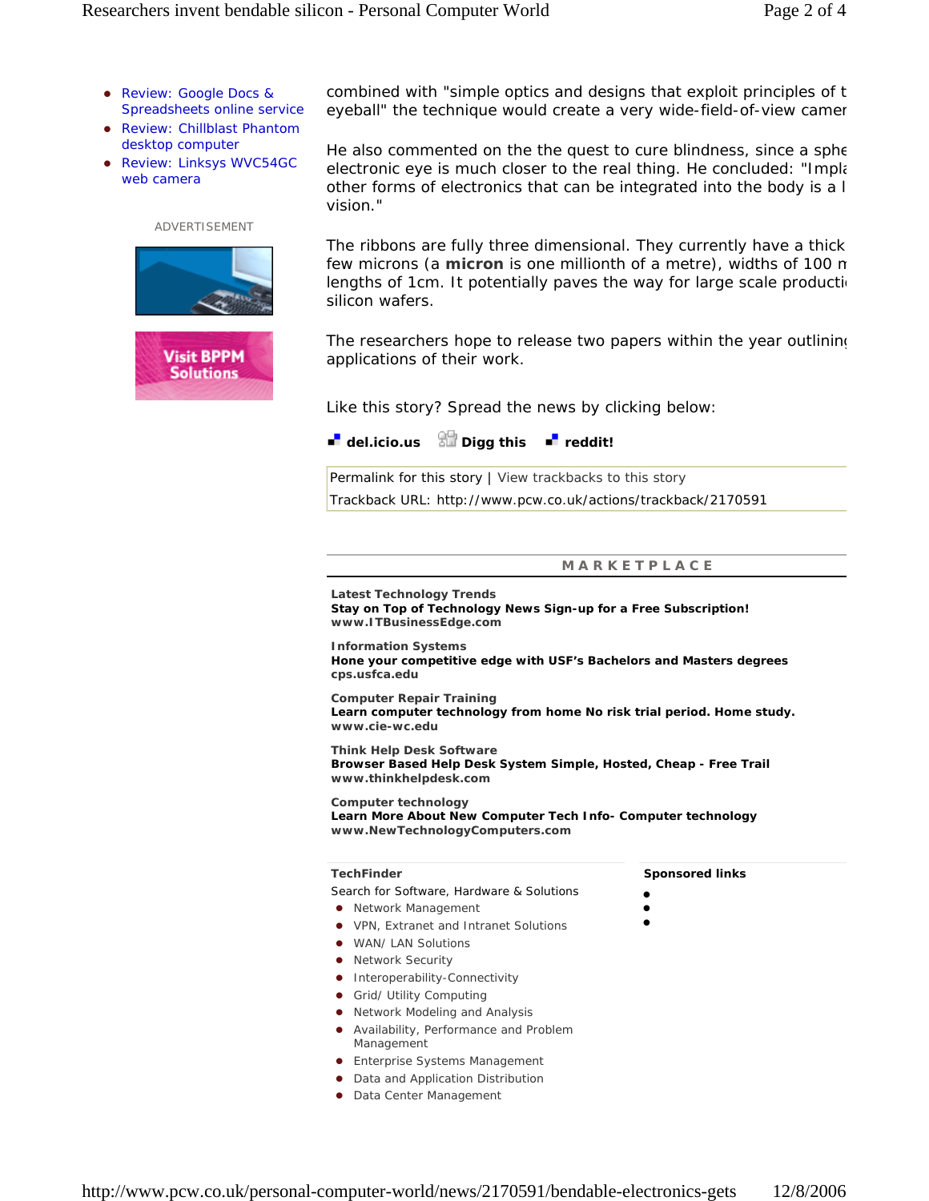- Review: Google Docs & Spreadsheets online service
- Review: Chillblast Phantom desktop computer
- Review: Linksys WVC54GC web camera

ADVERTISEMENT

Visit BPPM Solutions

combined with "simple optics and designs that exploit principles of t eyeball" the technique would create a very wide-field-of-view camer

He also commented on the the quest to cure blindness, since a sphe electronic eye is much closer to the real thing. He concluded: "Impla other forms of electronics that can be integrated into the body is a l vision."

The ribbons are fully three dimensional. They currently have a thick few microns (a **micron** is one millionth of a metre), widths of 100 n lengths of 1cm. It potentially paves the way for large scale producti silicon wafers.

The researchers hope to release two papers within the year outlinin applications of their work.

Like this story? Spread the news by clicking below:

**del.icio.us** **Digg this** **reddit!**

Permalink for this story | View trackbacks to this story
Trackback URL: http://www.pcw.co.uk/actions/trackback/2170591

## MARKETPLACE

**Latest Technology Trends**
**Stay on Top of Technology News Sign-up for a Free Subscription!**
**www.ITBusinessEdge.com**

**Information Systems**
**Hone your competitive edge with USF's Bachelors and Masters degrees**
**cps.usfca.edu**

**Computer Repair Training**
**Learn computer technology from home No risk trial period. Home study.**
**www.cie-wc.edu**

**Think Help Desk Software**
**Browser Based Help Desk System Simple, Hosted, Cheap - Free Trail**
**www.thinkhelpdesk.com**

**Computer technology**
**Learn More About New Computer Tech Info- Computer technology**
**www.NewTechnologyComputers.com**

**TechFinder**

Search for Software, Hardware & Solutions

- Network Management
- VPN, Extranet and Intranet Solutions
- WAN/ LAN Solutions
- Network Security
- Interoperability-Connectivity
- Grid/ Utility Computing
- Network Modeling and Analysis
- Availability, Performance and Problem Management
- Enterprise Systems Management
- Data and Application Distribution
- Data Center Management

**Sponsored links**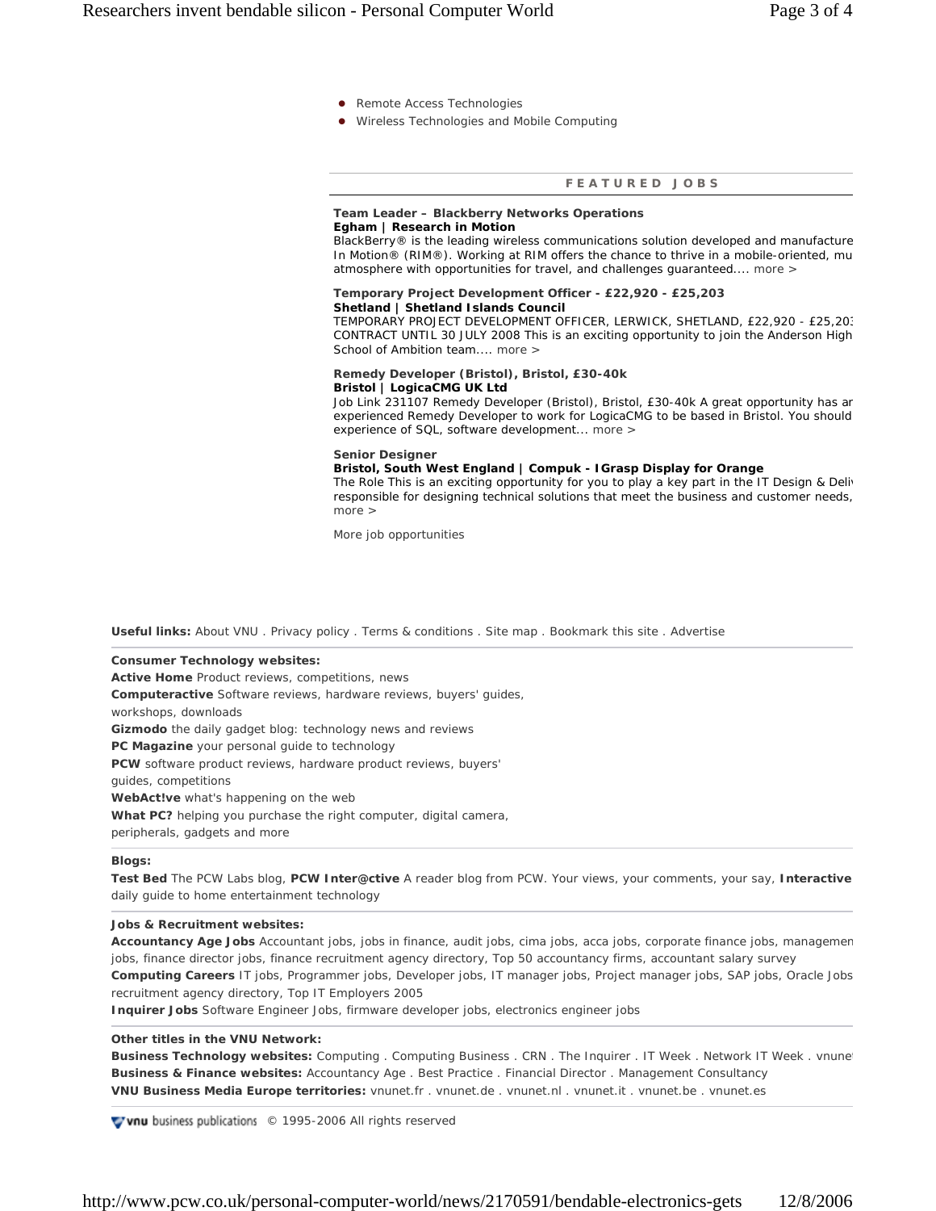- Remote Access Technologies
- Wireless Technologies and Mobile Computing

## FEATURED JOBS

**Team Leader – Blackberry Networks Operations**
**Egham | Research in Motion**
BlackBerry® is the leading wireless communications solution developed and manufacture In Motion® (RIM®). Working at RIM offers the chance to thrive in a mobile-oriented, mu atmosphere with opportunities for travel, and challenges guaranteed.... more >

**Temporary Project Development Officer - £22,920 - £25,203**
**Shetland | Shetland Islands Council**
TEMPORARY PROJECT DEVELOPMENT OFFICER, LERWICK, SHETLAND, £22,920 - £25,203 CONTRACT UNTIL 30 JULY 2008 This is an exciting opportunity to join the Anderson High School of Ambition team.... more >

**Remedy Developer (Bristol), Bristol, £30-40k**
**Bristol | LogicaCMG UK Ltd**
Job Link 231107 Remedy Developer (Bristol), Bristol, £30-40k A great opportunity has ar experienced Remedy Developer to work for LogicaCMG to be based in Bristol. You should experience of SQL, software development... more >

**Senior Designer**
**Bristol, South West England | Compuk - IGrasp Display for Orange**
The Role This is an exciting opportunity for you to play a key part in the IT Design & Deli responsible for designing technical solutions that meet the business and customer needs, more >

More job opportunities

**Useful links:** About VNU . Privacy policy . Terms & conditions . Site map . Bookmark this site . Advertise

**Consumer Technology websites:**
**Active Home** Product reviews, competitions, news
**Computeractive** Software reviews, hardware reviews, buyers' guides, workshops, downloads
**Gizmodo** the daily gadget blog: technology news and reviews
**PC Magazine** your personal guide to technology
**PCW** software product reviews, hardware product reviews, buyers' guides, competitions
**WebAct!ve** what's happening on the web
**What PC?** helping you purchase the right computer, digital camera, peripherals, gadgets and more

**Blogs:**
**Test Bed** The PCW Labs blog, **PCW Inter@ctive** A reader blog from PCW. Your views, your comments, your say, **Interactive** daily guide to home entertainment technology

**Jobs & Recruitment websites:**
**Accountancy Age Jobs** Accountant jobs, jobs in finance, audit jobs, cima jobs, acca jobs, corporate finance jobs, managemen jobs, finance director jobs, finance recruitment agency directory, Top 50 accountancy firms, accountant salary survey
**Computing Careers** IT jobs, Programmer jobs, Developer jobs, IT manager jobs, Project manager jobs, SAP jobs, Oracle Jobs recruitment agency directory, Top IT Employers 2005
**Inquirer Jobs** Software Engineer Jobs, firmware developer jobs, electronics engineer jobs

**Other titles in the VNU Network:**
**Business Technology websites:** Computing . Computing Business . CRN . The Inquirer . IT Week . Network IT Week . vnune
**Business & Finance websites:** Accountancy Age . Best Practice . Financial Director . Management Consultancy
**VNU Business Media Europe territories:** vnunet.fr . vnunet.de . vnunet.nl . vnunet.it . vnunet.be . vnunet.es

vnu business publications © 1995-2006 All rights reserved